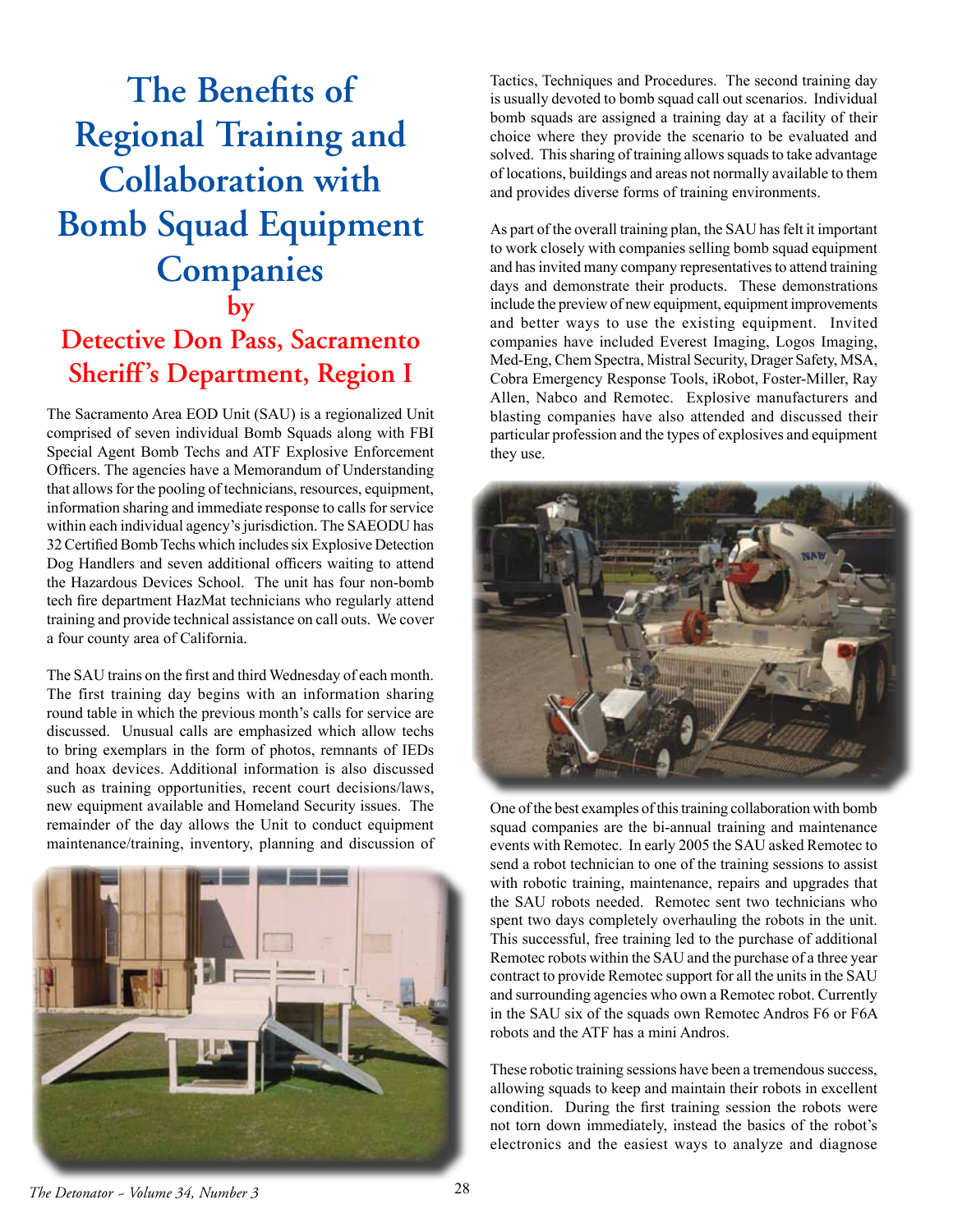# The Benefits of Regional Training and Collaboration with Bomb Squad Equipment Companies

## by

## Detective Don Pass, Sacramento Sheriff's Department, Region I

The Sacramento Area EOD Unit (SAU) is a regionalized Unit comprised of seven individual Bomb Squads along with FBI Special Agent Bomb Techs and ATF Explosive Enforcement Officers. The agencies have a Memorandum of Understanding that allows for the pooling of technicians, resources, equipment, information sharing and immediate response to calls for service within each individual agency's jurisdiction. The SAEODU has 32 Certified Bomb Techs which includes six Explosive Detection Dog Handlers and seven additional officers waiting to attend the Hazardous Devices School. The unit has four non-bomb tech fire department HazMat technicians who regularly attend training and provide technical assistance on call outs. We cover a four county area of California.

The SAU trains on the first and third Wednesday of each month. The first training day begins with an information sharing round table in which the previous month's calls for service are discussed. Unusual calls are emphasized which allow techs to bring exemplars in the form of photos, remnants of IEDs and hoax devices. Additional information is also discussed such as training opportunities, recent court decisions/laws, new equipment available and Homeland Security issues. The remainder of the day allows the Unit to conduct equipment maintenance/training, inventory, planning and discussion of Tactics, Techniques and Procedures. The second training day is usually devoted to bomb squad call out scenarios. Individual bomb squads are assigned a training day at a facility of their choice where they provide the scenario to be evaluated and solved. This sharing of training allows squads to take advantage of locations, buildings and areas not normally available to them and provides diverse forms of training environments.

As part of the overall training plan, the SAU has felt it important to work closely with companies selling bomb squad equipment and has invited many company representatives to attend training days and demonstrate their products. These demonstrations include the preview of new equipment, equipment improvements and better ways to use the existing equipment. Invited companies have included Everest Imaging, Logos Imaging, Med-Eng, Chem Spectra, Mistral Security, Drager Safety, MSA, Cobra Emergency Response Tools, iRobot, Foster-Miller, Ray Allen, Nabco and Remotec. Explosive manufacturers and blasting companies have also attended and discussed their particular profession and the types of explosives and equipment they use.

One of the best examples of this training collaboration with bomb squad companies are the bi-annual training and maintenance events with Remotec. In early 2005 the SAU asked Remotec to send a robot technician to one of the training sessions to assist with robotic training, maintenance, repairs and upgrades that the SAU robots needed. Remotec sent two technicians who spent two days completely overhauling the robots in the unit. This successful, free training led to the purchase of additional Remotec robots within the SAU and the purchase of a three year contract to provide Remotec support for all the units in the SAU and surrounding agencies who own a Remotec robot. Currently in the SAU six of the squads own Remotec Andros F6 or F6A robots and the ATF has a mini Andros.

These robotic training sessions have been a tremendous success, allowing squads to keep and maintain their robots in excellent condition. During the first training session the robots were not torn down immediately, instead the basics of the robot's electronics and the easiest ways to analyze and diagnose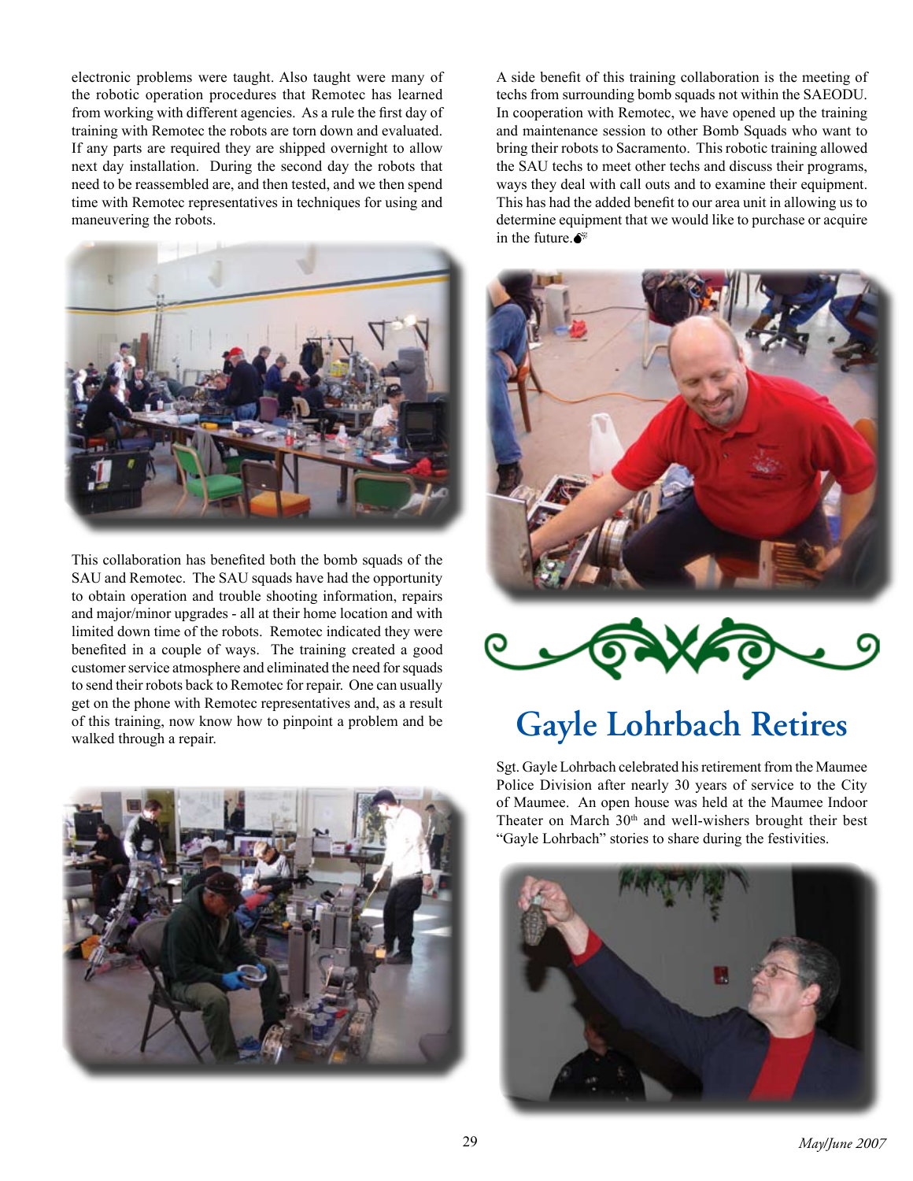electronic problems were taught. Also taught were many of the robotic operation procedures that Remotec has learned from working with different agencies. As a rule the first day of training with Remotec the robots are torn down and evaluated. If any parts are required they are shipped overnight to allow next day installation. During the second day the robots that need to be reassembled are, and then tested, and we then spend time with Remotec representatives in techniques for using and maneuvering the robots.

This collaboration has benefited both the bomb squads of the SAU and Remotec. The SAU squads have had the opportunity to obtain operation and trouble shooting information, repairs and major/minor upgrades - all at their home location and with limited down time of the robots. Remotec indicated they were benefited in a couple of ways. The training created a good customer service atmosphere and eliminated the need for squads to send their robots back to Remotec for repair. One can usually get on the phone with Remotec representatives and, as a result of this training, now know how to pinpoint a problem and be walked through a repair.

A side benefit of this training collaboration is the meeting of techs from surrounding bomb squads not within the SAEODU. In cooperation with Remotec, we have opened up the training and maintenance session to other Bomb Squads who want to bring their robots to Sacramento. This robotic training allowed the SAU techs to meet other techs and discuss their programs, ways they deal with call outs and to examine their equipment. This has had the added benefit to our area unit in allowing us to determine equipment that we would like to purchase or acquire in the future.

# Gayle Lohrbach Retires

Sgt. Gayle Lohrbach celebrated his retirement from the Maumee Police Division after nearly 30 years of service to the City of Maumee. An open house was held at the Maumee Indoor Theater on March 30th and well-wishers brought their best "Gayle Lohrbach" stories to share during the festivities.